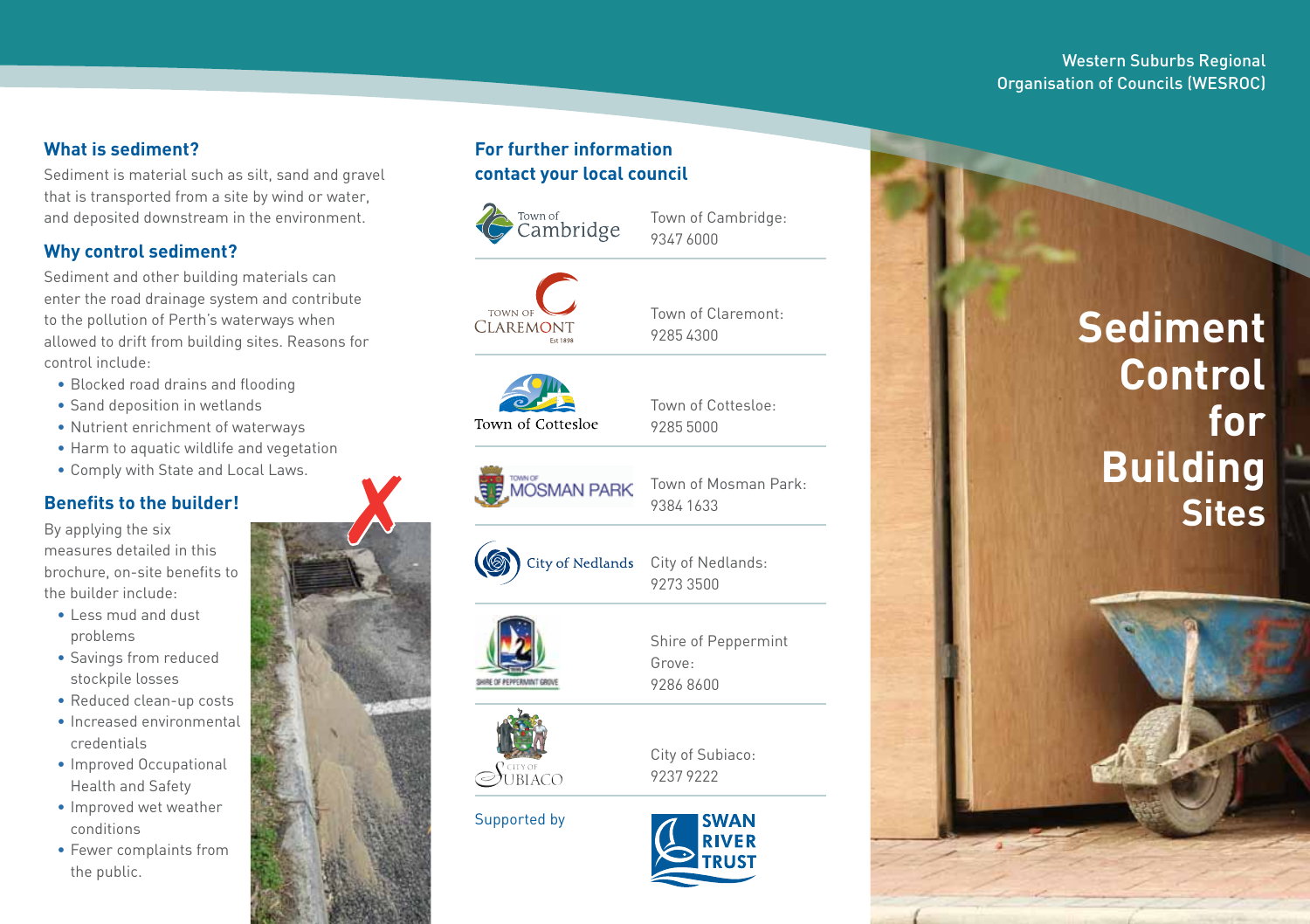Western Suburbs Regional Organisation of Councils (WESROC)

# Sediment Control for Building Sites

## What is sediment?

Sediment is material such as silt, sand and gravel that is transported from a site by wind or water, and deposited downstream in the environment.

## Why control sediment?

Sediment and other building materials can enter the road drainage system and contribute to the pollution of Perth's waterways when allowed to drift from building sites. Reasons for control include:

- Blocked road drains and flooding
- Sand deposition in wetlands
- Nutrient enrichment of waterways
- Harm to aquatic wildlife and vegetation
- Comply with State and Local Laws.

## Benefits to the builder!

By applying the six measures detailed in this brochure, on-site benefits to the builder include:

- Less mud and dust problems
- Savings from reduced stockpile losses
- Reduced clean-up costs
- Increased environmental credentials
- Improved Occupational Health and Safety
- Improved wet weather conditions
- Fewer complaints from the public.

## For further information contact your local council

Town of Cambridge: 9347 6000

Town of Claremont: 9285 4300

Town of Cottesloe: 9285 5000

Town of Mosman Park: 9384 1633

City of Nedlands: 9273 3500

Shire of Peppermint Grove: 9286 8600

City of Subiaco: 9237 9222

Supported by

SWAN RIVER TRUST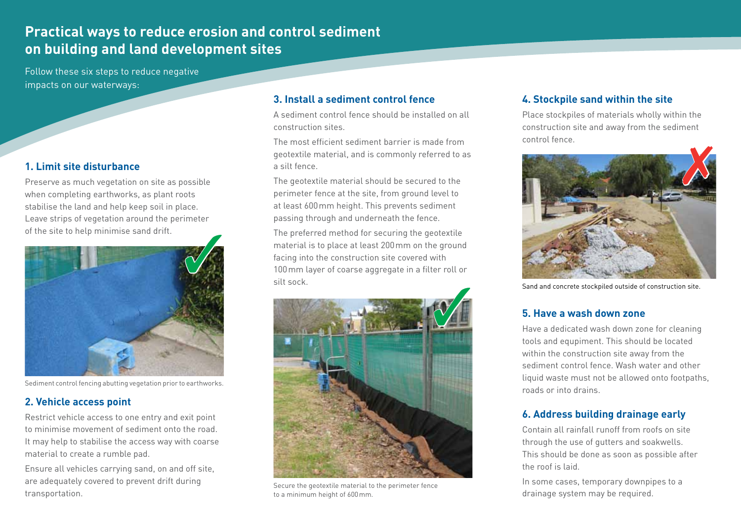# Practical ways to reduce erosion and control sediment on building and land development sites

Follow these six steps to reduce negative impacts on our waterways:

## 1. Limit site disturbance

Preserve as much vegetation on site as possible when completing earthworks, as plant roots stabilise the land and help keep soil in place. Leave strips of vegetation around the perimeter of the site to help minimise sand drift.

Sediment control fencing abutting vegetation prior to earthworks.

## 2. Vehicle access point

Restrict vehicle access to one entry and exit point to minimise movement of sediment onto the road. It may help to stabilise the access way with coarse material to create a rumble pad.

Ensure all vehicles carrying sand, on and off site, are adequately covered to prevent drift during transportation.

## 3. Install a sediment control fence

A sediment control fence should be installed on all construction sites.

The most efficient sediment barrier is made from geotextile material, and is commonly referred to as a silt fence.

The geotextile material should be secured to the perimeter fence at the site, from ground level to at least 600 mm height. This prevents sediment passing through and underneath the fence.

The preferred method for securing the geotextile material is to place at least 200 mm on the ground facing into the construction site covered with 100 mm layer of coarse aggregate in a filter roll or silt sock.

Secure the geotextile material to the perimeter fence to a minimum height of 600 mm.

## 4. Stockpile sand within the site

Place stockpiles of materials wholly within the construction site and away from the sediment control fence.

Sand and concrete stockpiled outside of construction site.

## 5. Have a wash down zone

Have a dedicated wash down zone for cleaning tools and equipment. This should be located within the construction site away from the sediment control fence. Wash water and other liquid waste must not be allowed onto footpaths, roads or into drains.

## 6. Address building drainage early

Contain all rainfall runoff from roofs on site through the use of gutters and soakwells. This should be done as soon as possible after the roof is laid.

In some cases, temporary downpipes to a drainage system may be required.